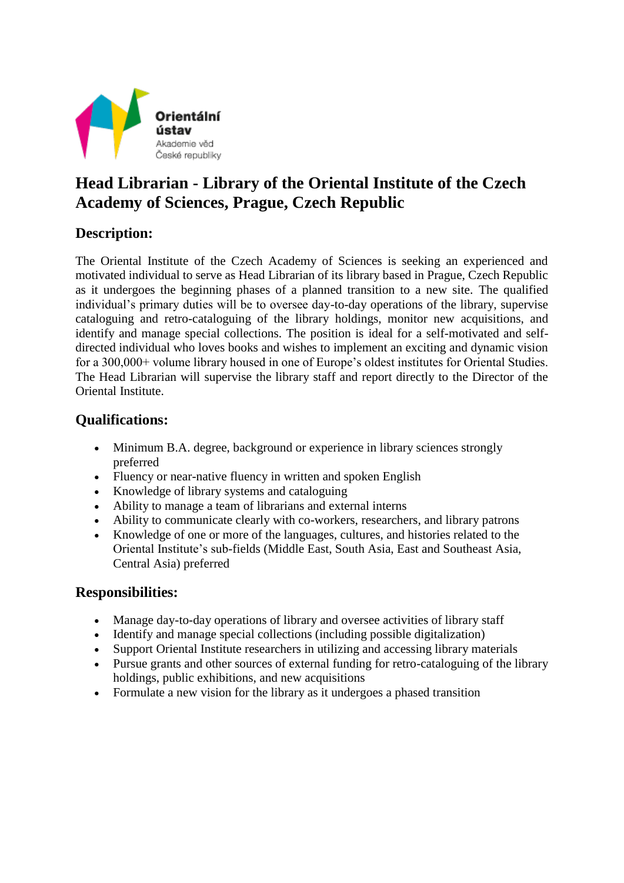Orientální ústav
Akademie věd
České republiky

# Head Librarian - Library of the Oriental Institute of the Czech Academy of Sciences, Prague, Czech Republic

## Description:

The Oriental Institute of the Czech Academy of Sciences is seeking an experienced and motivated individual to serve as Head Librarian of its library based in Prague, Czech Republic as it undergoes the beginning phases of a planned transition to a new site. The qualified individual's primary duties will be to oversee day-to-day operations of the library, supervise cataloguing and retro-cataloguing of the library holdings, monitor new acquisitions, and identify and manage special collections. The position is ideal for a self-motivated and self-directed individual who loves books and wishes to implement an exciting and dynamic vision for a 300,000+ volume library housed in one of Europe's oldest institutes for Oriental Studies. The Head Librarian will supervise the library staff and report directly to the Director of the Oriental Institute.

## Qualifications:

- Minimum B.A. degree, background or experience in library sciences strongly preferred
- Fluency or near-native fluency in written and spoken English
- Knowledge of library systems and cataloguing
- Ability to manage a team of librarians and external interns
- Ability to communicate clearly with co-workers, researchers, and library patrons
- Knowledge of one or more of the languages, cultures, and histories related to the Oriental Institute's sub-fields (Middle East, South Asia, East and Southeast Asia, Central Asia) preferred

## Responsibilities:

- Manage day-to-day operations of library and oversee activities of library staff
- Identify and manage special collections (including possible digitalization)
- Support Oriental Institute researchers in utilizing and accessing library materials
- Pursue grants and other sources of external funding for retro-cataloguing of the library holdings, public exhibitions, and new acquisitions
- Formulate a new vision for the library as it undergoes a phased transition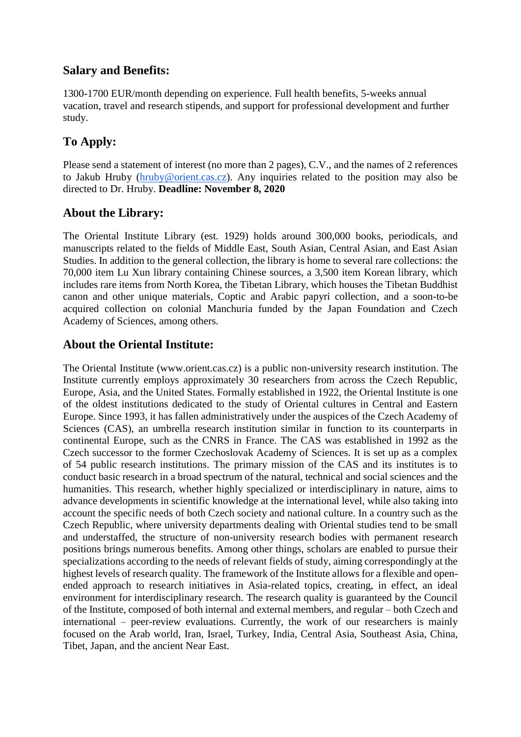## Salary and Benefits:

1300-1700 EUR/month depending on experience. Full health benefits, 5-weeks annual vacation, travel and research stipends, and support for professional development and further study.

## To Apply:

Please send a statement of interest (no more than 2 pages), C.V., and the names of 2 references to Jakub Hruby (hruby@orient.cas.cz). Any inquiries related to the position may also be directed to Dr. Hruby. **Deadline: November 8, 2020**

## About the Library:

The Oriental Institute Library (est. 1929) holds around 300,000 books, periodicals, and manuscripts related to the fields of Middle East, South Asian, Central Asian, and East Asian Studies. In addition to the general collection, the library is home to several rare collections: the 70,000 item Lu Xun library containing Chinese sources, a 3,500 item Korean library, which includes rare items from North Korea, the Tibetan Library, which houses the Tibetan Buddhist canon and other unique materials, Coptic and Arabic papyri collection, and a soon-to-be acquired collection on colonial Manchuria funded by the Japan Foundation and Czech Academy of Sciences, among others.

## About the Oriental Institute:

The Oriental Institute (www.orient.cas.cz) is a public non-university research institution. The Institute currently employs approximately 30 researchers from across the Czech Republic, Europe, Asia, and the United States. Formally established in 1922, the Oriental Institute is one of the oldest institutions dedicated to the study of Oriental cultures in Central and Eastern Europe. Since 1993, it has fallen administratively under the auspices of the Czech Academy of Sciences (CAS), an umbrella research institution similar in function to its counterparts in continental Europe, such as the CNRS in France. The CAS was established in 1992 as the Czech successor to the former Czechoslovak Academy of Sciences. It is set up as a complex of 54 public research institutions. The primary mission of the CAS and its institutes is to conduct basic research in a broad spectrum of the natural, technical and social sciences and the humanities. This research, whether highly specialized or interdisciplinary in nature, aims to advance developments in scientific knowledge at the international level, while also taking into account the specific needs of both Czech society and national culture. In a country such as the Czech Republic, where university departments dealing with Oriental studies tend to be small and understaffed, the structure of non-university research bodies with permanent research positions brings numerous benefits. Among other things, scholars are enabled to pursue their specializations according to the needs of relevant fields of study, aiming correspondingly at the highest levels of research quality. The framework of the Institute allows for a flexible and open-ended approach to research initiatives in Asia-related topics, creating, in effect, an ideal environment for interdisciplinary research. The research quality is guaranteed by the Council of the Institute, composed of both internal and external members, and regular – both Czech and international – peer-review evaluations. Currently, the work of our researchers is mainly focused on the Arab world, Iran, Israel, Turkey, India, Central Asia, Southeast Asia, China, Tibet, Japan, and the ancient Near East.